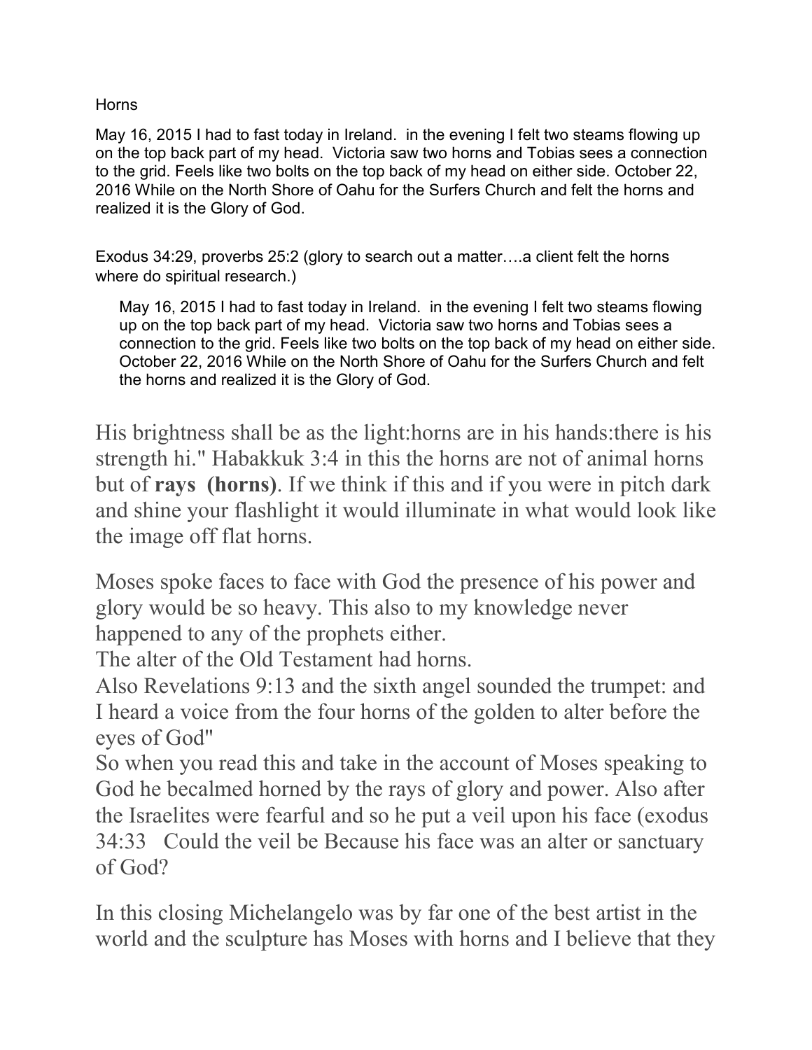Horns

May 16, 2015 I had to fast today in Ireland.  in the evening I felt two steams flowing up on the top back part of my head.  Victoria saw two horns and Tobias sees a connection to the grid. Feels like two bolts on the top back of my head on either side. October 22, 2016 While on the North Shore of Oahu for the Surfers Church and felt the horns and realized it is the Glory of God.

Exodus 34:29, proverbs 25:2 (glory to search out a matter….a client felt the horns where do spiritual research.)

> May 16, 2015 I had to fast today in Ireland.  in the evening I felt two steams flowing up on the top back part of my head.  Victoria saw two horns and Tobias sees a connection to the grid. Feels like two bolts on the top back of my head on either side. October 22, 2016 While on the North Shore of Oahu for the Surfers Church and felt the horns and realized it is the Glory of God.

His brightness shall be as the light:horns are in his hands:there is his strength hi." Habakkuk 3:4 in this the horns are not of animal horns but of **rays (horns)**. If we think if this and if you were in pitch dark and shine your flashlight it would illuminate in what would look like the image off flat horns.

Moses spoke faces to face with God the presence of his power and glory would be so heavy. This also to my knowledge never happened to any of the prophets either.
The alter of the Old Testament had horns.
Also Revelations 9:13 and the sixth angel sounded the trumpet: and I heard a voice from the four horns of the golden to alter before the eyes of God"
So when you read this and take in the account of Moses speaking to God he becalmed horned by the rays of glory and power. Also after the Israelites were fearful and so he put a veil upon his face (exodus 34:33   Could the veil be Because his face was an alter or sanctuary of God?

In this closing Michelangelo was by far one of the best artist in the world and the sculpture has Moses with horns and I believe that they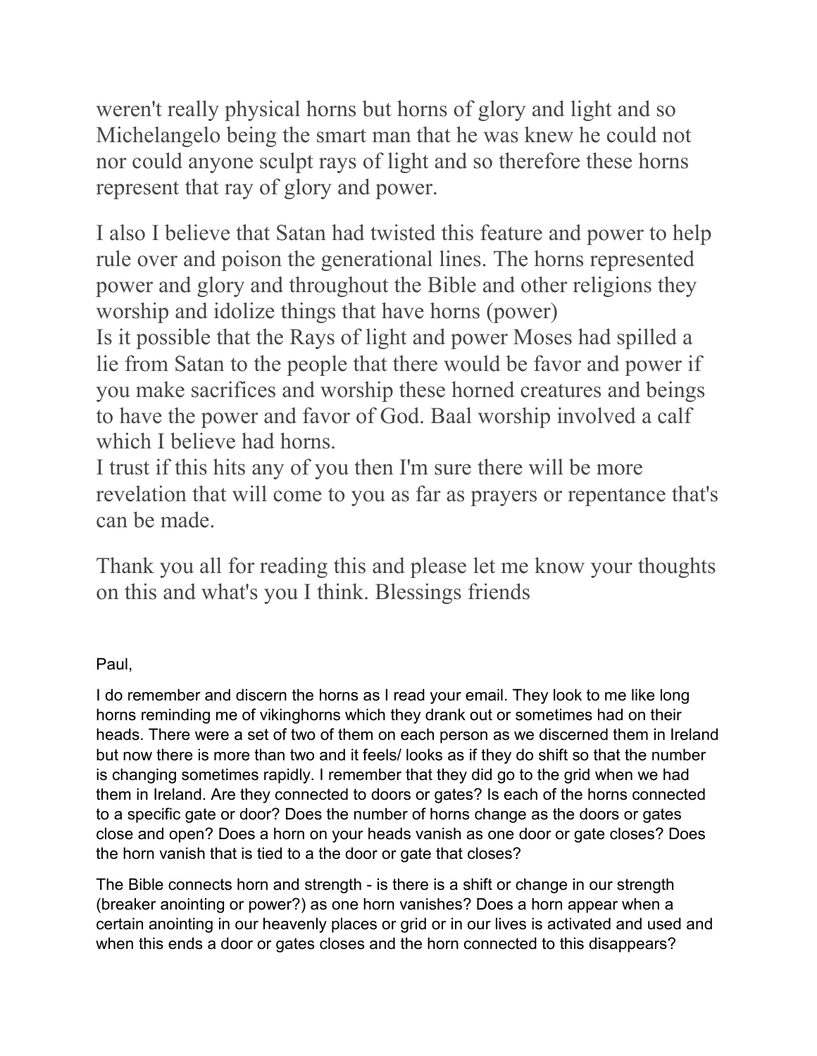weren't really physical horns but horns of glory and light and so Michelangelo being the smart man that he was knew he could not nor could anyone sculpt rays of light and so therefore these horns represent that ray of glory and power.

I also I believe that Satan had twisted this feature and power to help rule over and poison the generational lines. The horns represented power and glory and throughout the Bible and other religions they worship and idolize things that have horns (power)
Is it possible that the Rays of light and power Moses had spilled a lie from Satan to the people that there would be favor and power if you make sacrifices and worship these horned creatures and beings to have the power and favor of God. Baal worship involved a calf which I believe had horns.
I trust if this hits any of you then I'm sure there will be more revelation that will come to you as far as prayers or repentance that's can be made.

Thank you all for reading this and please let me know your thoughts on this and what's you I think. Blessings friends

Paul,

I do remember and discern the horns as I read your email. They look to me like long horns reminding me of vikinghorns which they drank out or sometimes had on their heads. There were a set of two of them on each person as we discerned them in Ireland but now there is more than two and it feels/ looks as if they do shift so that the number is changing sometimes rapidly. I remember that they did go to the grid when we had them in Ireland. Are they connected to doors or gates? Is each of the horns connected to a specific gate or door? Does the number of horns change as the doors or gates close and open? Does a horn on your heads vanish as one door or gate closes? Does the horn vanish that is tied to a the door or gate that closes?

The Bible connects horn and strength - is there is a shift or change in our strength (breaker anointing or power?) as one horn vanishes? Does a horn appear when a certain anointing in our heavenly places or grid or in our lives is activated and used and when this ends a door or gates closes and the horn connected to this disappears?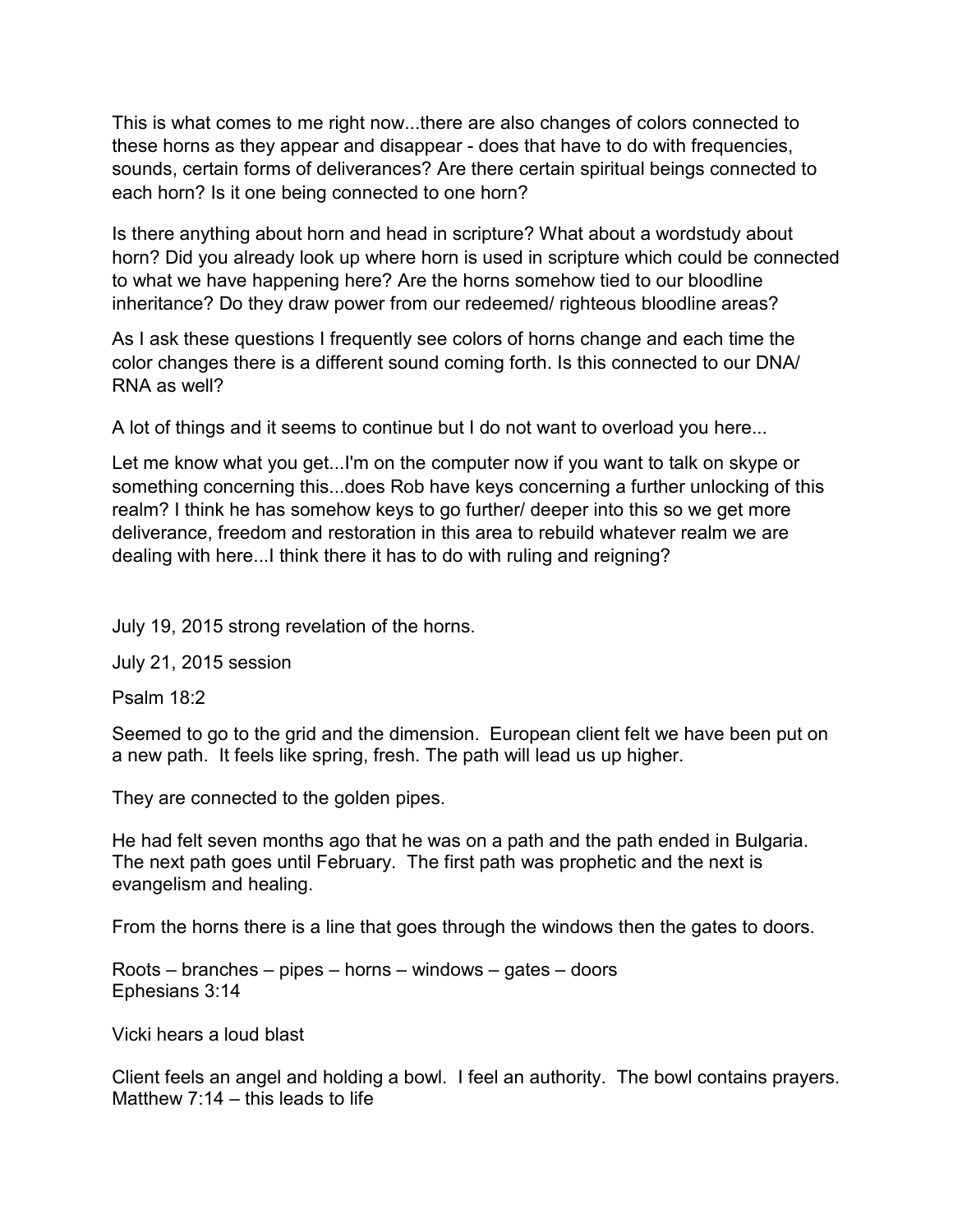This is what comes to me right now...there are also changes of colors connected to these horns as they appear and disappear - does that have to do with frequencies, sounds, certain forms of deliverances? Are there certain spiritual beings connected to each horn? Is it one being connected to one horn?

Is there anything about horn and head in scripture? What about a wordstudy about horn? Did you already look up where horn is used in scripture which could be connected to what we have happening here? Are the horns somehow tied to our bloodline inheritance? Do they draw power from our redeemed/ righteous bloodline areas?

As I ask these questions I frequently see colors of horns change and each time the color changes there is a different sound coming forth. Is this connected to our DNA/ RNA as well?

A lot of things and it seems to continue but I do not want to overload you here...

Let me know what you get...I'm on the computer now if you want to talk on skype or something concerning this...does Rob have keys concerning a further unlocking of this realm? I think he has somehow keys to go further/ deeper into this so we get more deliverance, freedom and restoration in this area to rebuild whatever realm we are dealing with here...I think there it has to do with ruling and reigning?

July 19, 2015 strong revelation of the horns.

July 21, 2015 session

Psalm 18:2

Seemed to go to the grid and the dimension. European client felt we have been put on a new path. It feels like spring, fresh. The path will lead us up higher.

They are connected to the golden pipes.

He had felt seven months ago that he was on a path and the path ended in Bulgaria. The next path goes until February. The first path was prophetic and the next is evangelism and healing.

From the horns there is a line that goes through the windows then the gates to doors.

Roots – branches – pipes – horns – windows – gates – doors
Ephesians 3:14

Vicki hears a loud blast

Client feels an angel and holding a bowl. I feel an authority. The bowl contains prayers.
Matthew 7:14 – this leads to life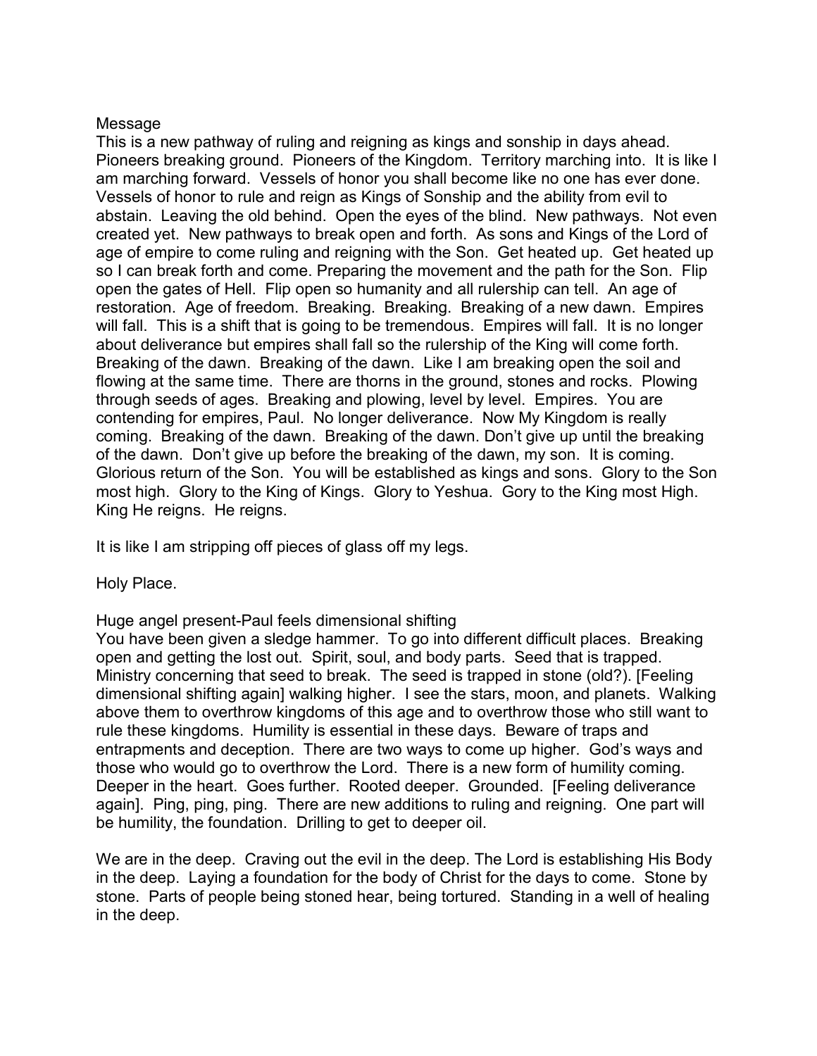Message

This is a new pathway of ruling and reigning as kings and sonship in days ahead. Pioneers breaking ground. Pioneers of the Kingdom. Territory marching into. It is like I am marching forward. Vessels of honor you shall become like no one has ever done. Vessels of honor to rule and reign as Kings of Sonship and the ability from evil to abstain. Leaving the old behind. Open the eyes of the blind. New pathways. Not even created yet. New pathways to break open and forth. As sons and Kings of the Lord of age of empire to come ruling and reigning with the Son. Get heated up. Get heated up so I can break forth and come. Preparing the movement and the path for the Son. Flip open the gates of Hell. Flip open so humanity and all rulership can tell. An age of restoration. Age of freedom. Breaking. Breaking. Breaking of a new dawn. Empires will fall. This is a shift that is going to be tremendous. Empires will fall. It is no longer about deliverance but empires shall fall so the rulership of the King will come forth. Breaking of the dawn. Breaking of the dawn. Like I am breaking open the soil and flowing at the same time. There are thorns in the ground, stones and rocks. Plowing through seeds of ages. Breaking and plowing, level by level. Empires. You are contending for empires, Paul. No longer deliverance. Now My Kingdom is really coming. Breaking of the dawn. Breaking of the dawn. Don't give up until the breaking of the dawn. Don't give up before the breaking of the dawn, my son. It is coming. Glorious return of the Son. You will be established as kings and sons. Glory to the Son most high. Glory to the King of Kings. Glory to Yeshua. Gory to the King most High. King He reigns. He reigns.

It is like I am stripping off pieces of glass off my legs.

Holy Place.

Huge angel present-Paul feels dimensional shifting

You have been given a sledge hammer. To go into different difficult places. Breaking open and getting the lost out. Spirit, soul, and body parts. Seed that is trapped. Ministry concerning that seed to break. The seed is trapped in stone (old?). [Feeling dimensional shifting again] walking higher. I see the stars, moon, and planets. Walking above them to overthrow kingdoms of this age and to overthrow those who still want to rule these kingdoms. Humility is essential in these days. Beware of traps and entrapments and deception. There are two ways to come up higher. God's ways and those who would go to overthrow the Lord. There is a new form of humility coming. Deeper in the heart. Goes further. Rooted deeper. Grounded. [Feeling deliverance again]. Ping, ping, ping. There are new additions to ruling and reigning. One part will be humility, the foundation. Drilling to get to deeper oil.

We are in the deep. Craving out the evil in the deep. The Lord is establishing His Body in the deep. Laying a foundation for the body of Christ for the days to come. Stone by stone. Parts of people being stoned hear, being tortured. Standing in a well of healing in the deep.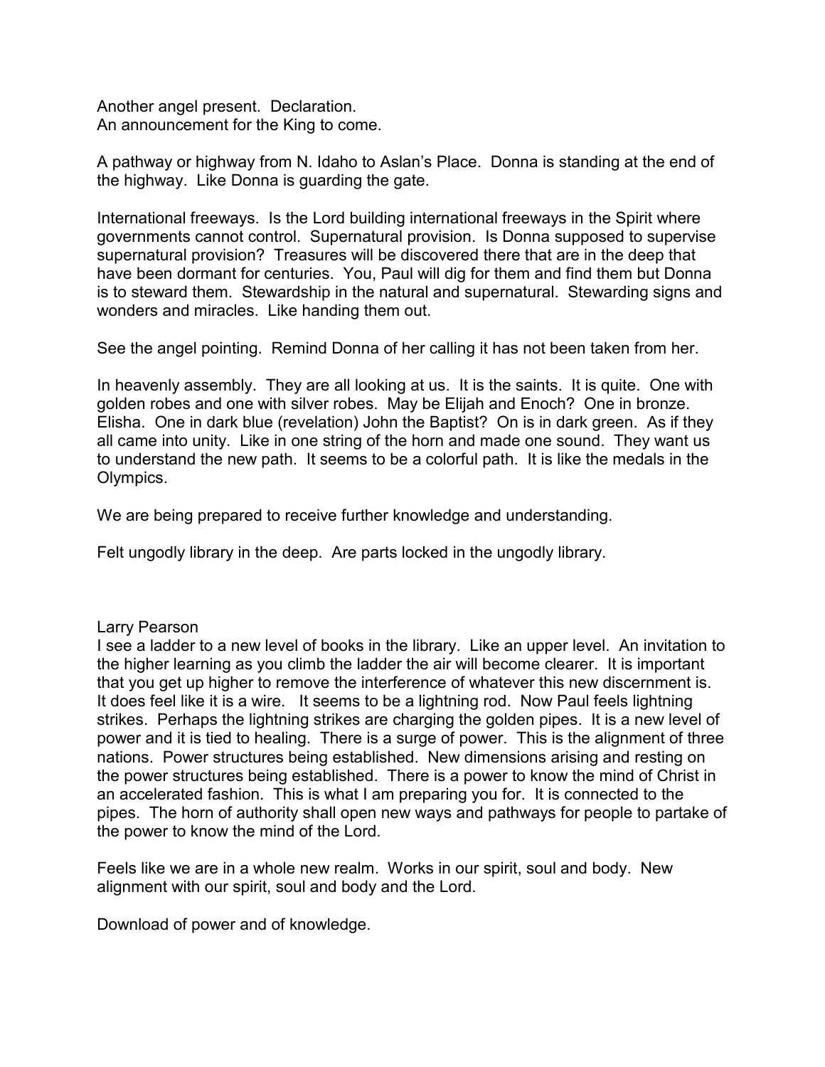Another angel present. Declaration.
An announcement for the King to come.

A pathway or highway from N. Idaho to Aslan's Place. Donna is standing at the end of the highway. Like Donna is guarding the gate.

International freeways. Is the Lord building international freeways in the Spirit where governments cannot control. Supernatural provision. Is Donna supposed to supervise supernatural provision? Treasures will be discovered there that are in the deep that have been dormant for centuries. You, Paul will dig for them and find them but Donna is to steward them. Stewardship in the natural and supernatural. Stewarding signs and wonders and miracles. Like handing them out.

See the angel pointing. Remind Donna of her calling it has not been taken from her.

In heavenly assembly. They are all looking at us. It is the saints. It is quite. One with golden robes and one with silver robes. May be Elijah and Enoch? One in bronze. Elisha. One in dark blue (revelation) John the Baptist? On is in dark green. As if they all came into unity. Like in one string of the horn and made one sound. They want us to understand the new path. It seems to be a colorful path. It is like the medals in the Olympics.

We are being prepared to receive further knowledge and understanding.

Felt ungodly library in the deep. Are parts locked in the ungodly library.

Larry Pearson
I see a ladder to a new level of books in the library. Like an upper level. An invitation to the higher learning as you climb the ladder the air will become clearer. It is important that you get up higher to remove the interference of whatever this new discernment is. It does feel like it is a wire. It seems to be a lightning rod. Now Paul feels lightning strikes. Perhaps the lightning strikes are charging the golden pipes. It is a new level of power and it is tied to healing. There is a surge of power. This is the alignment of three nations. Power structures being established. New dimensions arising and resting on the power structures being established. There is a power to know the mind of Christ in an accelerated fashion. This is what I am preparing you for. It is connected to the pipes. The horn of authority shall open new ways and pathways for people to partake of the power to know the mind of the Lord.

Feels like we are in a whole new realm. Works in our spirit, soul and body. New alignment with our spirit, soul and body and the Lord.

Download of power and of knowledge.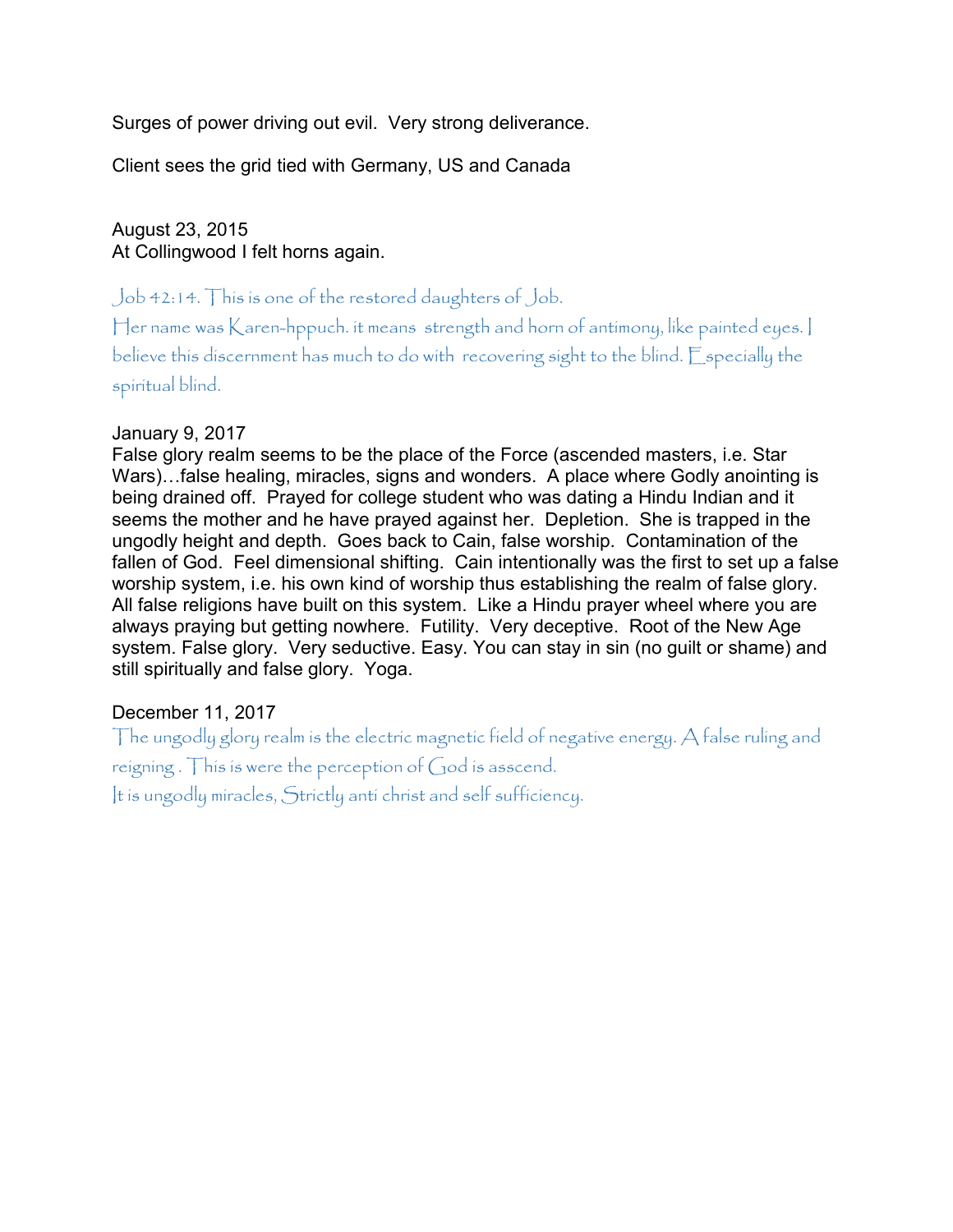Surges of power driving out evil. Very strong deliverance.

Client sees the grid tied with Germany, US and Canada

August 23, 2015
At Collingwood I felt horns again.

Job 42:14. This is one of the restored daughters of Job.
Her name was Karen-hppuch. it means strength and horn of antimony, like painted eyes. I believe this discernment has much to do with recovering sight to the blind. Especially the spiritual blind.

January 9, 2017
False glory realm seems to be the place of the Force (ascended masters, i.e. Star Wars)…false healing, miracles, signs and wonders. A place where Godly anointing is being drained off. Prayed for college student who was dating a Hindu Indian and it seems the mother and he have prayed against her. Depletion. She is trapped in the ungodly height and depth. Goes back to Cain, false worship. Contamination of the fallen of God. Feel dimensional shifting. Cain intentionally was the first to set up a false worship system, i.e. his own kind of worship thus establishing the realm of false glory. All false religions have built on this system. Like a Hindu prayer wheel where you are always praying but getting nowhere. Futility. Very deceptive. Root of the New Age system. False glory. Very seductive. Easy. You can stay in sin (no guilt or shame) and still spiritually and false glory. Yoga.

December 11, 2017
The ungodly glory realm is the electric magnetic field of negative energy. A false ruling and reigning . This is were the perception of God is asscend.
It is ungodly miracles, Strictly anti christ and self sufficiency.